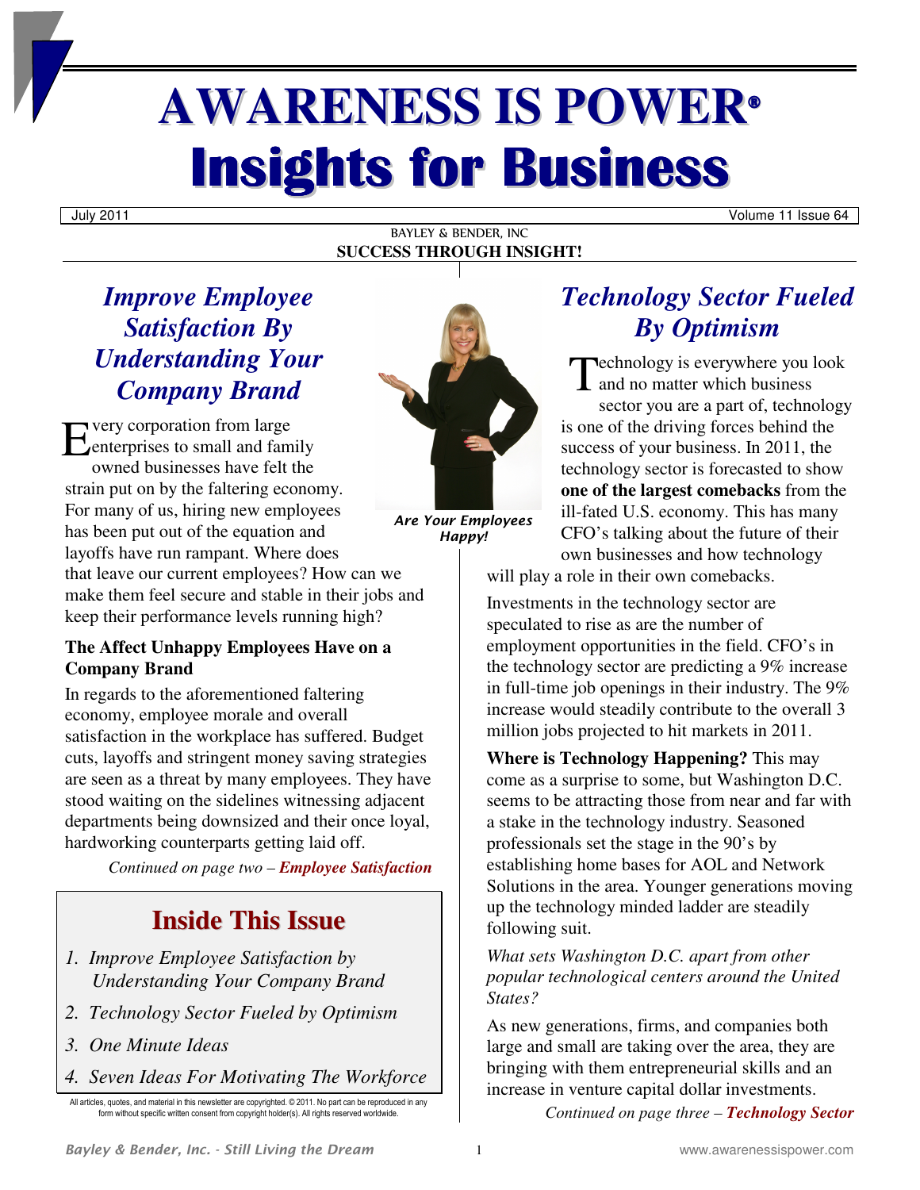# AWARENESS IS POWER®

# Insights for Business

July 2011 | Volume 11 Issue 64

BAYLEY & BENDER, INC

**SUCCESS THROUGH INSIGHT!**

## *Improve Employee Satisfaction By Understanding Your Company Brand*

Every corporation from large enterprises to small and family owned businesses have felt the strain put on by the faltering economy. For many of us, hiring new employees has been put out of the equation and layoffs have run rampant. Where does that leave our current employees? How can we make them feel secure and stable in their jobs and keep their performance levels running high?

**The Affect Unhappy Employees Have on a Company Brand**

In regards to the aforementioned faltering economy, employee morale and overall satisfaction in the workplace has suffered. Budget cuts, layoffs and stringent money saving strategies are seen as a threat by many employees. They have stood waiting on the sidelines witnessing adjacent departments being downsized and their once loyal, hardworking counterparts getting laid off.

*Continued on page two – **Employee Satisfaction***

***Are Your Employees Happy!***

## Inside This Issue

1. *Improve Employee Satisfaction by Understanding Your Company Brand*
2. *Technology Sector Fueled by Optimism*
3. *One Minute Ideas*
4. *Seven Ideas For Motivating The Workforce*

All articles, quotes, and material in this newsletter are copyrighted. © 2011. No part can be reproduced in any form without specific written consent from copyright holder(s). All rights reserved worldwide.

## *Technology Sector Fueled By Optimism*

Technology is everywhere you look and no matter which business sector you are a part of, technology is one of the driving forces behind the success of your business. In 2011, the technology sector is forecasted to show **one of the largest comebacks** from the ill-fated U.S. economy. This has many CFO's talking about the future of their own businesses and how technology will play a role in their own comebacks.

Investments in the technology sector are speculated to rise as are the number of employment opportunities in the field. CFO's in the technology sector are predicting a 9% increase in full-time job openings in their industry. The 9% increase would steadily contribute to the overall 3 million jobs projected to hit markets in 2011.

**Where is Technology Happening?** This may come as a surprise to some, but Washington D.C. seems to be attracting those from near and far with a stake in the technology industry. Seasoned professionals set the stage in the 90's by establishing home bases for AOL and Network Solutions in the area. Younger generations moving up the technology minded ladder are steadily following suit.

*What sets Washington D.C. apart from other popular technological centers around the United States?*

As new generations, firms, and companies both large and small are taking over the area, they are bringing with them entrepreneurial skills and an increase in venture capital dollar investments.

*Continued on page three – **Technology Sector***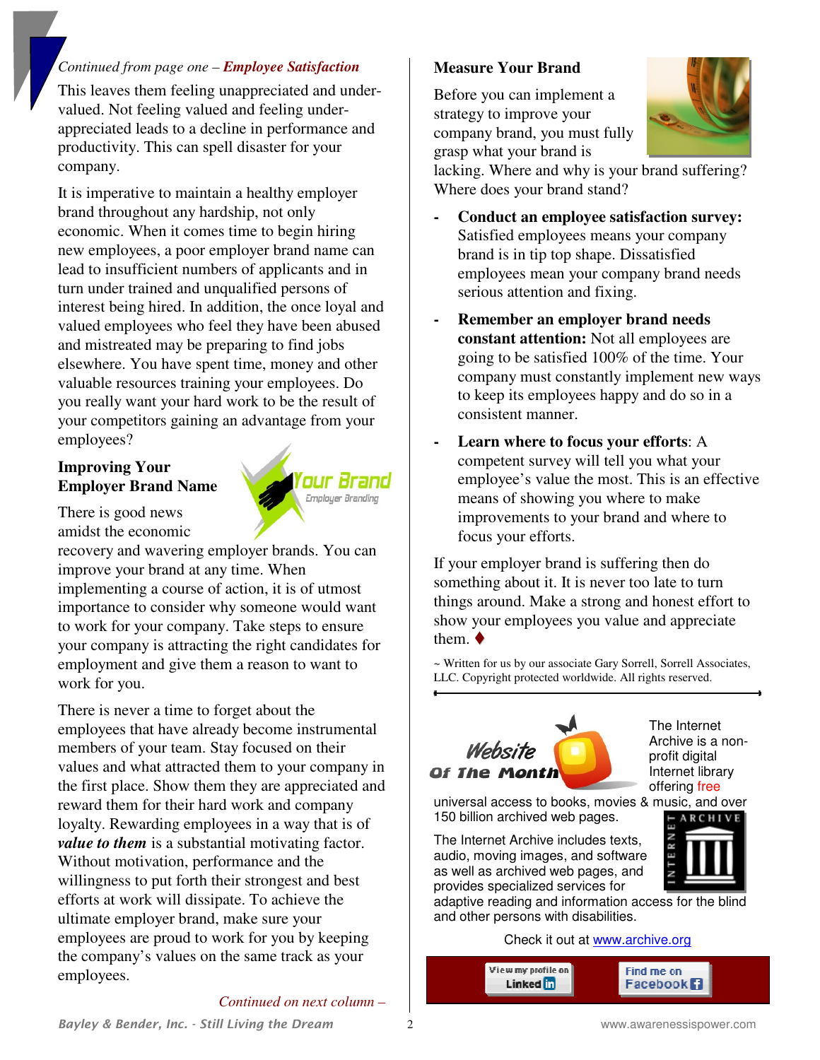*Continued from page one – **Employee Satisfaction***

This leaves them feeling unappreciated and under-valued. Not feeling valued and feeling under-appreciated leads to a decline in performance and productivity. This can spell disaster for your company.

It is imperative to maintain a healthy employer brand throughout any hardship, not only economic. When it comes time to begin hiring new employees, a poor employer brand name can lead to insufficient numbers of applicants and in turn under trained and unqualified persons of interest being hired. In addition, the once loyal and valued employees who feel they have been abused and mistreated may be preparing to find jobs elsewhere. You have spent time, money and other valuable resources training your employees. Do you really want your hard work to be the result of your competitors gaining an advantage from your employees?

### Improving Your Employer Brand Name

There is good news amidst the economic recovery and wavering employer brands. You can improve your brand at any time. When implementing a course of action, it is of utmost importance to consider why someone would want to work for your company. Take steps to ensure your company is attracting the right candidates for employment and give them a reason to want to work for you.

There is never a time to forget about the employees that have already become instrumental members of your team. Stay focused on their values and what attracted them to your company in the first place. Show them they are appreciated and reward them for their hard work and company loyalty. Rewarding employees in a way that is of ***value to them*** is a substantial motivating factor. Without motivation, performance and the willingness to put forth their strongest and best efforts at work will dissipate. To achieve the ultimate employer brand, make sure your employees are proud to work for you by keeping the company's values on the same track as your employees.

*Continued on next column –*

### Measure Your Brand

Before you can implement a strategy to improve your company brand, you must fully grasp what your brand is lacking. Where and why is your brand suffering? Where does your brand stand?

- **Conduct an employee satisfaction survey:** Satisfied employees means your company brand is in tip top shape. Dissatisfied employees mean your company brand needs serious attention and fixing.
- **Remember an employer brand needs constant attention:** Not all employees are going to be satisfied 100% of the time. Your company must constantly implement new ways to keep its employees happy and do so in a consistent manner.
- **Learn where to focus your efforts**: A competent survey will tell you what your employee's value the most. This is an effective means of showing you where to make improvements to your brand and where to focus your efforts.

If your employer brand is suffering then do something about it. It is never too late to turn things around. Make a strong and honest effort to show your employees you value and appreciate them. ♦

~ Written for us by our associate Gary Sorrell, Sorrell Associates, LLC. Copyright protected worldwide. All rights reserved.

---

### Website Of The Month

The Internet Archive is a non-profit digital Internet library offering free universal access to books, movies & music, and over 150 billion archived web pages.

The Internet Archive includes texts, audio, moving images, and software as well as archived web pages, and provides specialized services for adaptive reading and information access for the blind and other persons with disabilities.

Check it out at www.archive.org

View my profile on LinkedIn | Find me on Facebook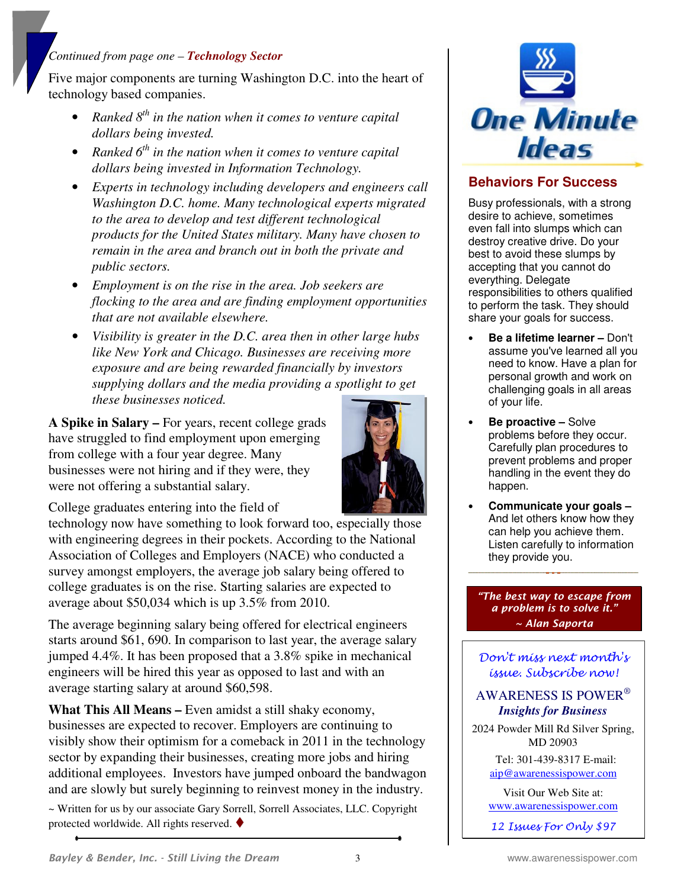*Continued from page one –* ***Technology Sector***

Five major components are turning Washington D.C. into the heart of technology based companies.

- *Ranked 8th in the nation when it comes to venture capital dollars being invested.*
- *Ranked 6th in the nation when it comes to venture capital dollars being invested in Information Technology.*
- *Experts in technology including developers and engineers call Washington D.C. home. Many technological experts migrated to the area to develop and test different technological products for the United States military. Many have chosen to remain in the area and branch out in both the private and public sectors.*
- *Employment is on the rise in the area. Job seekers are flocking to the area and are finding employment opportunities that are not available elsewhere.*
- *Visibility is greater in the D.C. area then in other large hubs like New York and Chicago. Businesses are receiving more exposure and are being rewarded financially by investors supplying dollars and the media providing a spotlight to get these businesses noticed.*

**A Spike in Salary –** For years, recent college grads have struggled to find employment upon emerging from college with a four year degree. Many businesses were not hiring and if they were, they were not offering a substantial salary.

College graduates entering into the field of technology now have something to look forward too, especially those with engineering degrees in their pockets. According to the National Association of Colleges and Employers (NACE) who conducted a survey amongst employers, the average job salary being offered to college graduates is on the rise. Starting salaries are expected to average about $50,034 which is up 3.5% from 2010.

The average beginning salary being offered for electrical engineers starts around $61, 690. In comparison to last year, the average salary jumped 4.4%. It has been proposed that a 3.8% spike in mechanical engineers will be hired this year as opposed to last and with an average starting salary at around $60,598.

**What This All Means –** Even amidst a still shaky economy, businesses are expected to recover. Employers are continuing to visibly show their optimism for a comeback in 2011 in the technology sector by expanding their businesses, creating more jobs and hiring additional employees. Investors have jumped onboard the bandwagon and are slowly but surely beginning to reinvest money in the industry.

~ Written for us by our associate Gary Sorrell, Sorrell Associates, LLC. Copyright protected worldwide. All rights reserved. ♦

# One Minute Ideas

## Behaviors For Success

Busy professionals, with a strong desire to achieve, sometimes even fall into slumps which can destroy creative drive. Do your best to avoid these slumps by accepting that you cannot do everything. Delegate responsibilities to others qualified to perform the task. They should share your goals for success.

- **Be a lifetime learner –** Don't assume you've learned all you need to know. Have a plan for personal growth and work on challenging goals in all areas of your life.
- **Be proactive –** Solve problems before they occur. Carefully plan procedures to prevent problems and proper handling in the event they do happen.
- **Communicate your goals –** And let others know how they can help you achieve them. Listen carefully to information they provide you.

***"The best way to escape from a problem is to solve it."***
***~ Alan Saporta***

*Don't miss next month's issue. Subscribe now!*

AWARENESS IS POWER®
***Insights for Business***

2024 Powder Mill Rd Silver Spring, MD 20903

Tel: 301-439-8317 E-mail: aip@awarenessispower.com

Visit Our Web Site at: www.awarenessispower.com

*12 Issues For Only $97*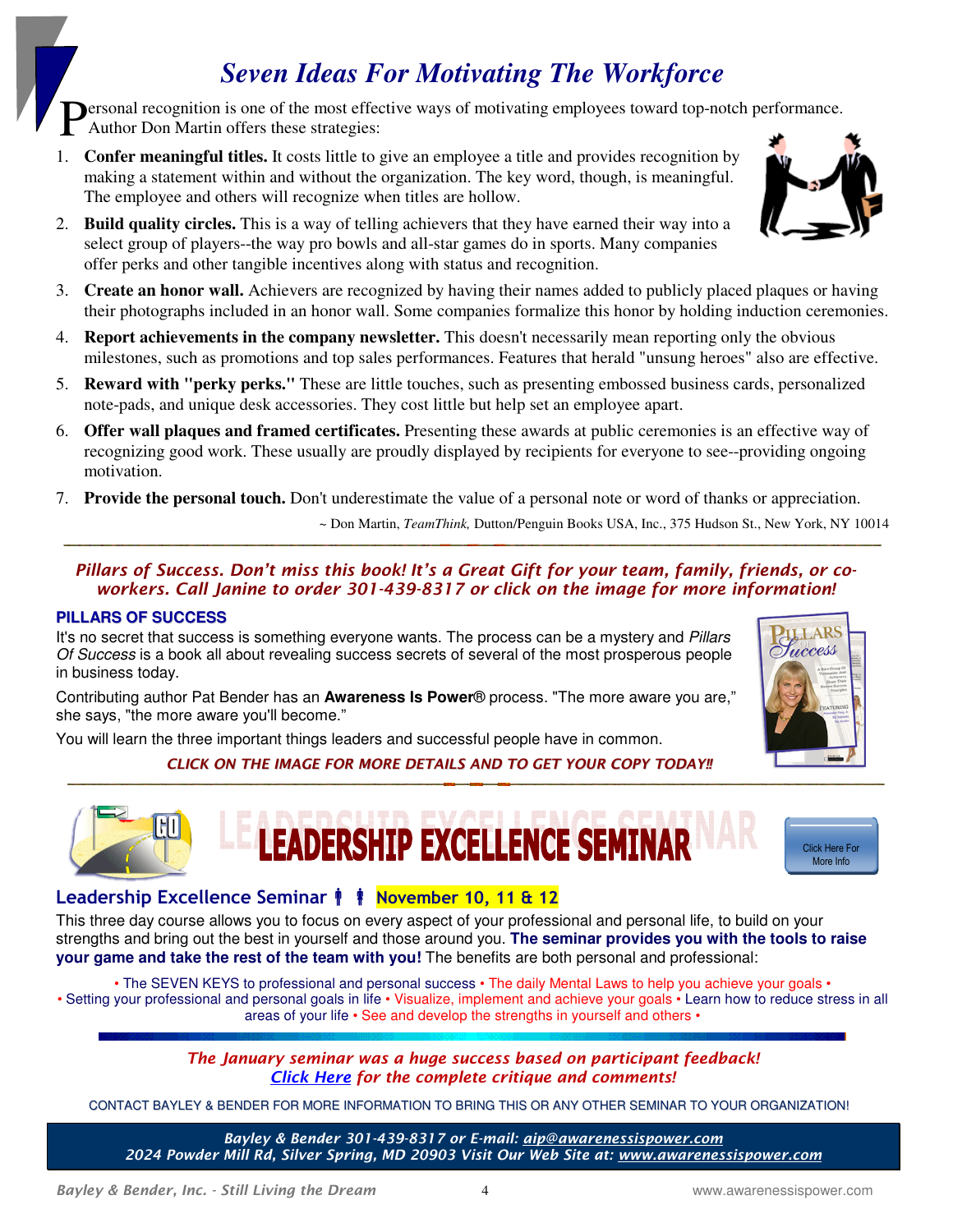# Seven Ideas For Motivating The Workforce

Personal recognition is one of the most effective ways of motivating employees toward top-notch performance. Author Don Martin offers these strategies:

1. **Confer meaningful titles.** It costs little to give an employee a title and provides recognition by making a statement within and without the organization. The key word, though, is meaningful. The employee and others will recognize when titles are hollow.
2. **Build quality circles.** This is a way of telling achievers that they have earned their way into a select group of players--the way pro bowls and all-star games do in sports. Many companies offer perks and other tangible incentives along with status and recognition.
3. **Create an honor wall.** Achievers are recognized by having their names added to publicly placed plaques or having their photographs included in an honor wall. Some companies formalize this honor by holding induction ceremonies.
4. **Report achievements in the company newsletter.** This doesn't necessarily mean reporting only the obvious milestones, such as promotions and top sales performances. Features that herald "unsung heroes" also are effective.
5. **Reward with "perky perks."** These are little touches, such as presenting embossed business cards, personalized note-pads, and unique desk accessories. They cost little but help set an employee apart.
6. **Offer wall plaques and framed certificates.** Presenting these awards at public ceremonies is an effective way of recognizing good work. These usually are proudly displayed by recipients for everyone to see--providing ongoing motivation.
7. **Provide the personal touch.** Don't underestimate the value of a personal note or word of thanks or appreciation.

~ Don Martin, *TeamThink,* Dutton/Penguin Books USA, Inc., 375 Hudson St., New York, NY 10014

---

***Pillars of Success. Don't miss this book! It's a Great Gift for your team, family, friends, or co-workers. Call Janine to order 301-439-8317 or click on the image for more information!***

### PILLARS OF SUCCESS

It's no secret that success is something everyone wants. The process can be a mystery and *Pillars Of Success* is a book all about revealing success secrets of several of the most prosperous people in business today.

Contributing author Pat Bender has an **Awareness Is Power®** process. "The more aware you are," she says, "the more aware you'll become."

You will learn the three important things leaders and successful people have in common.

***CLICK ON THE IMAGE FOR MORE DETAILS AND TO GET YOUR COPY TODAY!!***

---

# LEADERSHIP EXCELLENCE SEMINAR

Click Here For More Info

## Leadership Excellence Seminar **November 10, 11 & 12**

This three day course allows you to focus on every aspect of your professional and personal life, to build on your strengths and bring out the best in yourself and those around you. **The seminar provides you with the tools to raise your game and take the rest of the team with you!** The benefits are both personal and professional:

• The SEVEN KEYS to professional and personal success • The daily Mental Laws to help you achieve your goals • • Setting your professional and personal goals in life • Visualize, implement and achieve your goals • Learn how to reduce stress in all areas of your life • See and develop the strengths in yourself and others •

***The January seminar was a huge success based on participant feedback!***
***Click Here for the complete critique and comments!***

CONTACT BAYLEY & BENDER FOR MORE INFORMATION TO BRING THIS OR ANY OTHER SEMINAR TO YOUR ORGANIZATION!

***Bayley & Bender 301-439-8317 or E-mail: aip@awarenessispower.com***
***2024 Powder Mill Rd, Silver Spring, MD 20903 Visit Our Web Site at: www.awarenessispower.com***